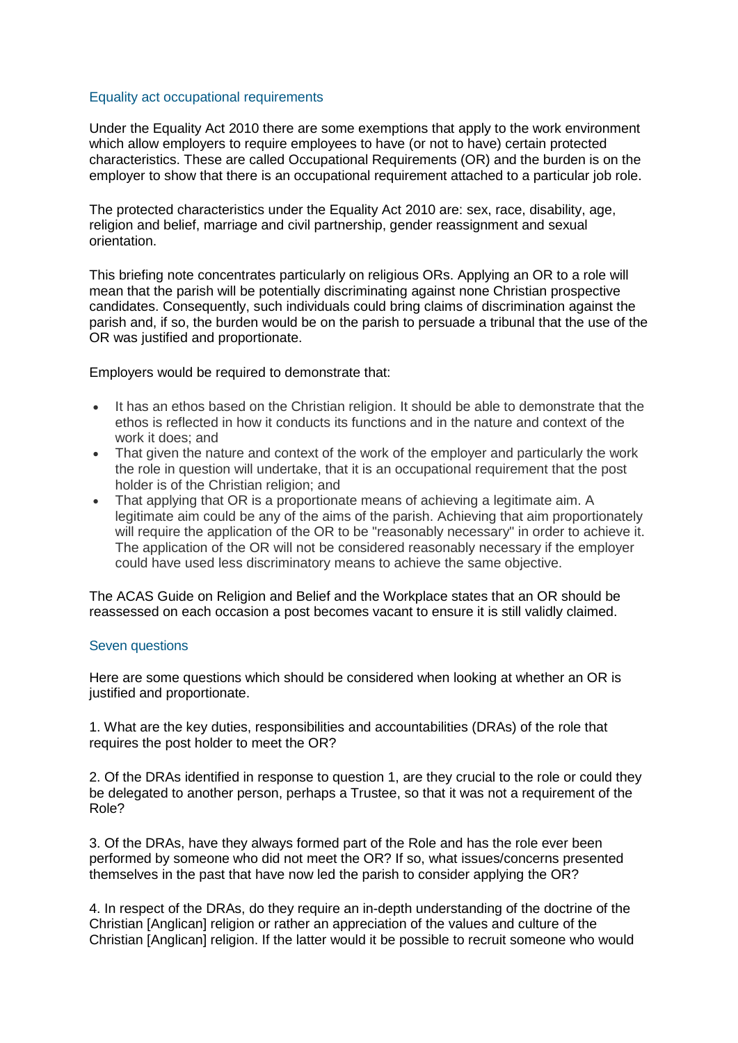## Equality act occupational requirements

Under the Equality Act 2010 there are some exemptions that apply to the work environment which allow employers to require employees to have (or not to have) certain protected characteristics. These are called Occupational Requirements (OR) and the burden is on the employer to show that there is an occupational requirement attached to a particular job role.

The protected characteristics under the Equality Act 2010 are: sex, race, disability, age, religion and belief, marriage and civil partnership, gender reassignment and sexual orientation.

This briefing note concentrates particularly on religious ORs. Applying an OR to a role will mean that the parish will be potentially discriminating against none Christian prospective candidates. Consequently, such individuals could bring claims of discrimination against the parish and, if so, the burden would be on the parish to persuade a tribunal that the use of the OR was justified and proportionate.

Employers would be required to demonstrate that:

- It has an ethos based on the Christian religion. It should be able to demonstrate that the ethos is reflected in how it conducts its functions and in the nature and context of the work it does; and
- That given the nature and context of the work of the employer and particularly the work the role in question will undertake, that it is an occupational requirement that the post holder is of the Christian religion; and
- That applying that OR is a proportionate means of achieving a legitimate aim. A legitimate aim could be any of the aims of the parish. Achieving that aim proportionately will require the application of the OR to be "reasonably necessary" in order to achieve it. The application of the OR will not be considered reasonably necessary if the employer could have used less discriminatory means to achieve the same objective.

The ACAS Guide on Religion and Belief and the Workplace states that an OR should be reassessed on each occasion a post becomes vacant to ensure it is still validly claimed.

## Seven questions

Here are some questions which should be considered when looking at whether an OR is justified and proportionate.

1. What are the key duties, responsibilities and accountabilities (DRAs) of the role that requires the post holder to meet the OR?

2. Of the DRAs identified in response to question 1, are they crucial to the role or could they be delegated to another person, perhaps a Trustee, so that it was not a requirement of the Role?

3. Of the DRAs, have they always formed part of the Role and has the role ever been performed by someone who did not meet the OR? If so, what issues/concerns presented themselves in the past that have now led the parish to consider applying the OR?

4. In respect of the DRAs, do they require an in-depth understanding of the doctrine of the Christian [Anglican] religion or rather an appreciation of the values and culture of the Christian [Anglican] religion. If the latter would it be possible to recruit someone who would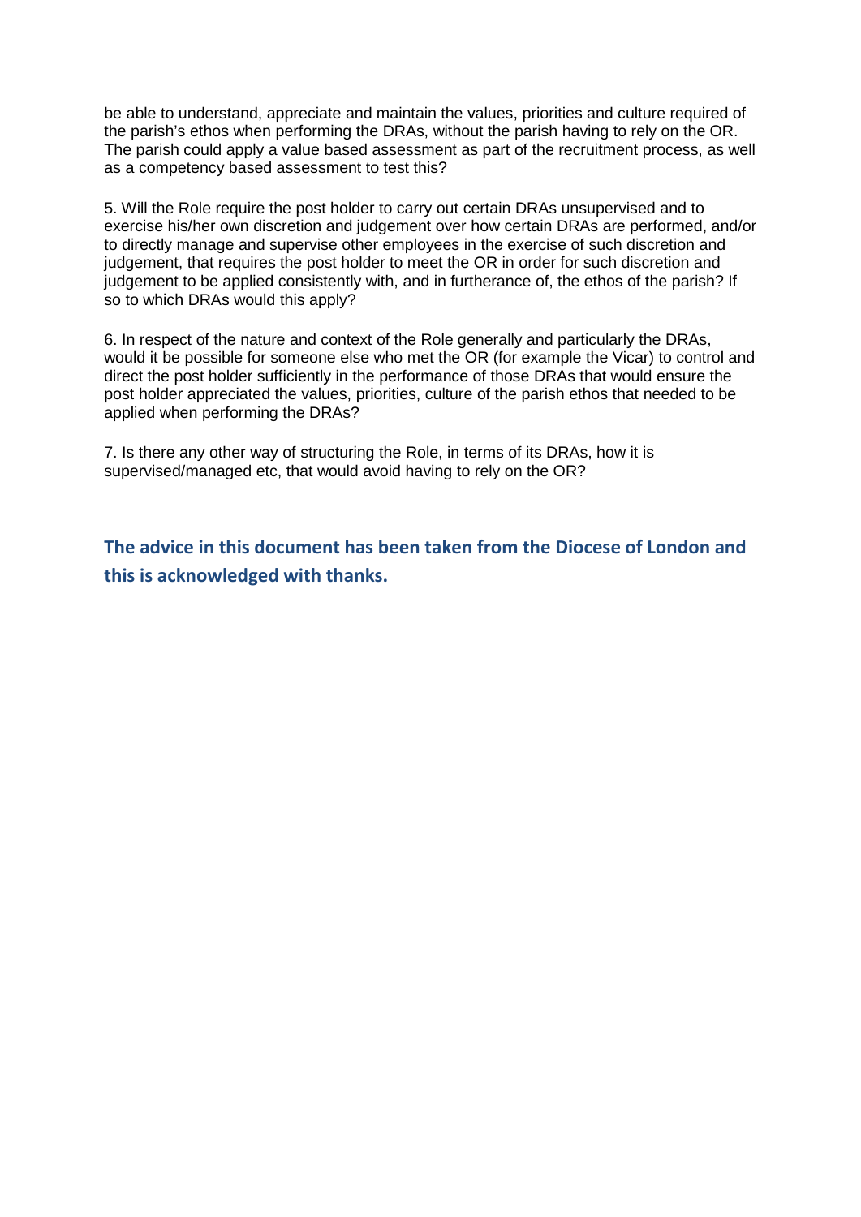be able to understand, appreciate and maintain the values, priorities and culture required of the parish's ethos when performing the DRAs, without the parish having to rely on the OR. The parish could apply a value based assessment as part of the recruitment process, as well as a competency based assessment to test this?

5. Will the Role require the post holder to carry out certain DRAs unsupervised and to exercise his/her own discretion and judgement over how certain DRAs are performed, and/or to directly manage and supervise other employees in the exercise of such discretion and judgement, that requires the post holder to meet the OR in order for such discretion and judgement to be applied consistently with, and in furtherance of, the ethos of the parish? If so to which DRAs would this apply?

6. In respect of the nature and context of the Role generally and particularly the DRAs, would it be possible for someone else who met the OR (for example the Vicar) to control and direct the post holder sufficiently in the performance of those DRAs that would ensure the post holder appreciated the values, priorities, culture of the parish ethos that needed to be applied when performing the DRAs?

7. Is there any other way of structuring the Role, in terms of its DRAs, how it is supervised/managed etc, that would avoid having to rely on the OR?

**The advice in this document has been taken from the Diocese of London and this is acknowledged with thanks.**